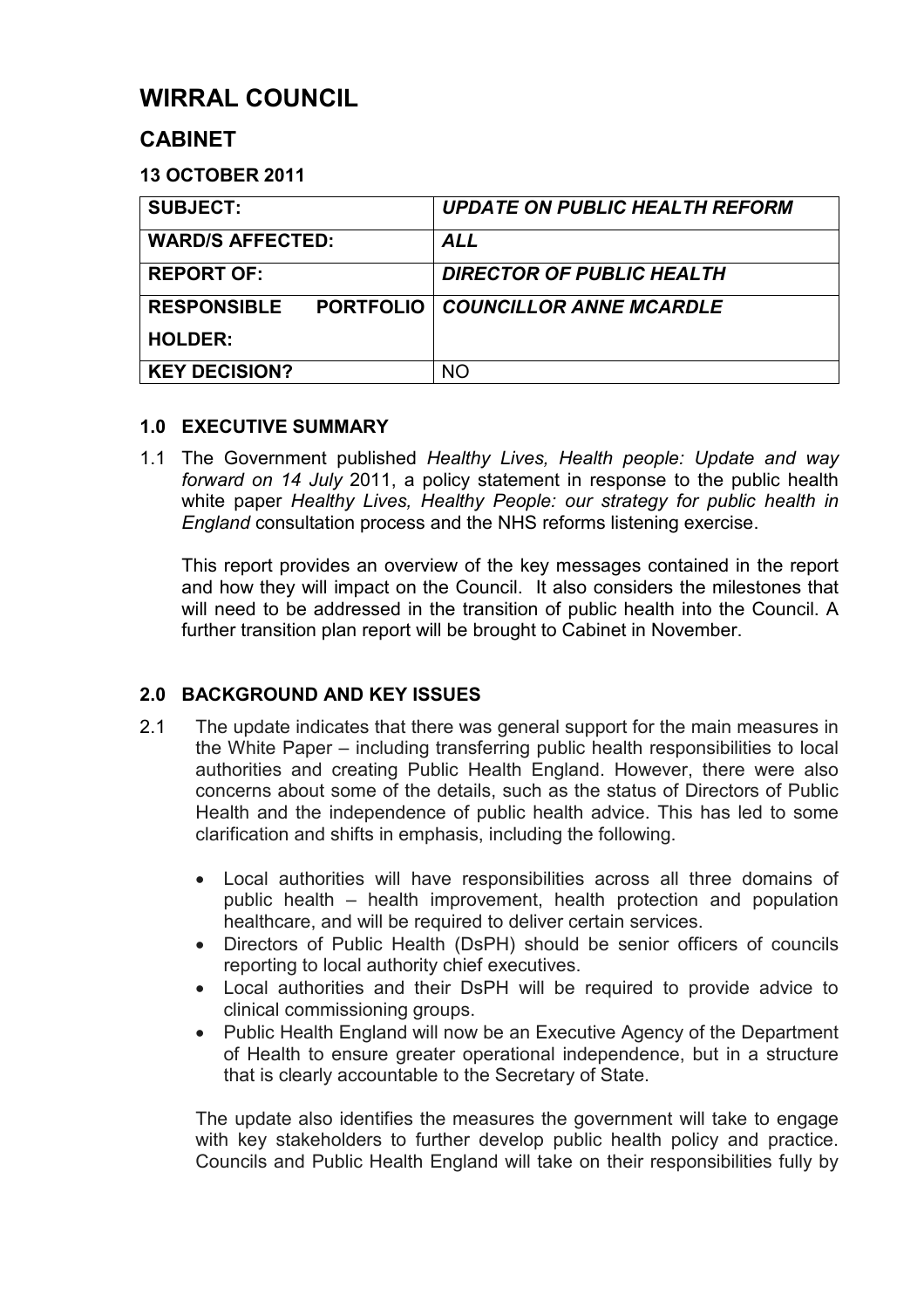# WIRRAL COUNCIL

## CABINET

### 13 OCTOBER 2011

| | |
|---|---|
| **SUBJECT:** | ***UPDATE ON PUBLIC HEALTH REFORM*** |
| **WARD/S AFFECTED:** | ***ALL*** |
| **REPORT OF:** | ***DIRECTOR OF PUBLIC HEALTH*** |
| **RESPONSIBLE PORTFOLIO HOLDER:** | ***COUNCILLOR ANNE MCARDLE*** |
| **KEY DECISION?** | NO |

### 1.0 EXECUTIVE SUMMARY

1.1 The Government published *Healthy Lives, Health people: Update and way forward on 14 July* 2011, a policy statement in response to the public health white paper *Healthy Lives, Healthy People: our strategy for public health in England* consultation process and the NHS reforms listening exercise.

This report provides an overview of the key messages contained in the report and how they will impact on the Council. It also considers the milestones that will need to be addressed in the transition of public health into the Council. A further transition plan report will be brought to Cabinet in November.

### 2.0 BACKGROUND AND KEY ISSUES

2.1 The update indicates that there was general support for the main measures in the White Paper – including transferring public health responsibilities to local authorities and creating Public Health England. However, there were also concerns about some of the details, such as the status of Directors of Public Health and the independence of public health advice. This has led to some clarification and shifts in emphasis, including the following.

- Local authorities will have responsibilities across all three domains of public health – health improvement, health protection and population healthcare, and will be required to deliver certain services.
- Directors of Public Health (DsPH) should be senior officers of councils reporting to local authority chief executives.
- Local authorities and their DsPH will be required to provide advice to clinical commissioning groups.
- Public Health England will now be an Executive Agency of the Department of Health to ensure greater operational independence, but in a structure that is clearly accountable to the Secretary of State.

The update also identifies the measures the government will take to engage with key stakeholders to further develop public health policy and practice. Councils and Public Health England will take on their responsibilities fully by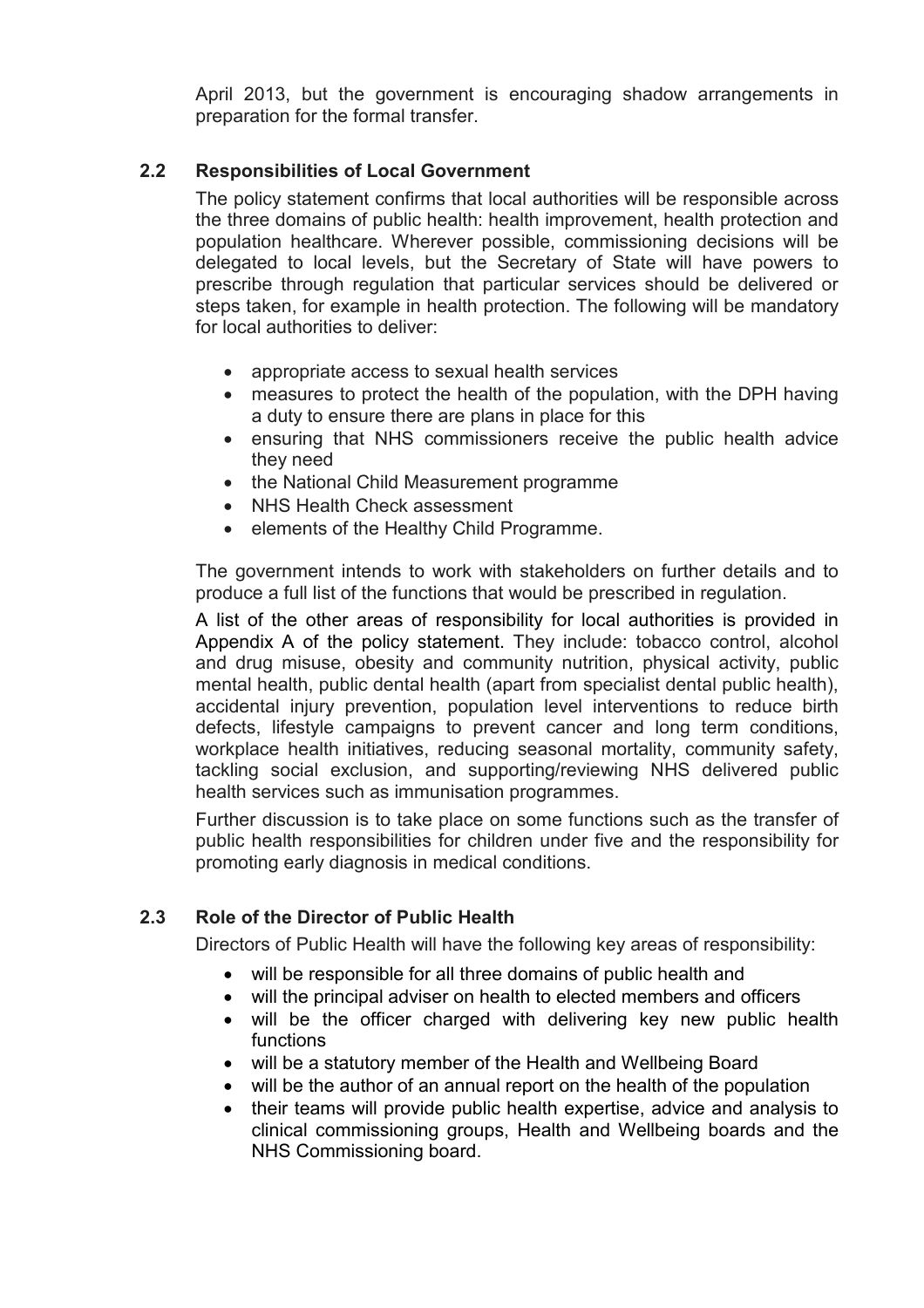April 2013, but the government is encouraging shadow arrangements in preparation for the formal transfer.

## 2.2 Responsibilities of Local Government

The policy statement confirms that local authorities will be responsible across the three domains of public health: health improvement, health protection and population healthcare. Wherever possible, commissioning decisions will be delegated to local levels, but the Secretary of State will have powers to prescribe through regulation that particular services should be delivered or steps taken, for example in health protection. The following will be mandatory for local authorities to deliver:

- appropriate access to sexual health services
- measures to protect the health of the population, with the DPH having a duty to ensure there are plans in place for this
- ensuring that NHS commissioners receive the public health advice they need
- the National Child Measurement programme
- NHS Health Check assessment
- elements of the Healthy Child Programme.

The government intends to work with stakeholders on further details and to produce a full list of the functions that would be prescribed in regulation.

A list of the other areas of responsibility for local authorities is provided in Appendix A of the policy statement. They include: tobacco control, alcohol and drug misuse, obesity and community nutrition, physical activity, public mental health, public dental health (apart from specialist dental public health), accidental injury prevention, population level interventions to reduce birth defects, lifestyle campaigns to prevent cancer and long term conditions, workplace health initiatives, reducing seasonal mortality, community safety, tackling social exclusion, and supporting/reviewing NHS delivered public health services such as immunisation programmes.

Further discussion is to take place on some functions such as the transfer of public health responsibilities for children under five and the responsibility for promoting early diagnosis in medical conditions.

## 2.3 Role of the Director of Public Health

Directors of Public Health will have the following key areas of responsibility:

- will be responsible for all three domains of public health and
- will the principal adviser on health to elected members and officers
- will be the officer charged with delivering key new public health functions
- will be a statutory member of the Health and Wellbeing Board
- will be the author of an annual report on the health of the population
- their teams will provide public health expertise, advice and analysis to clinical commissioning groups, Health and Wellbeing boards and the NHS Commissioning board.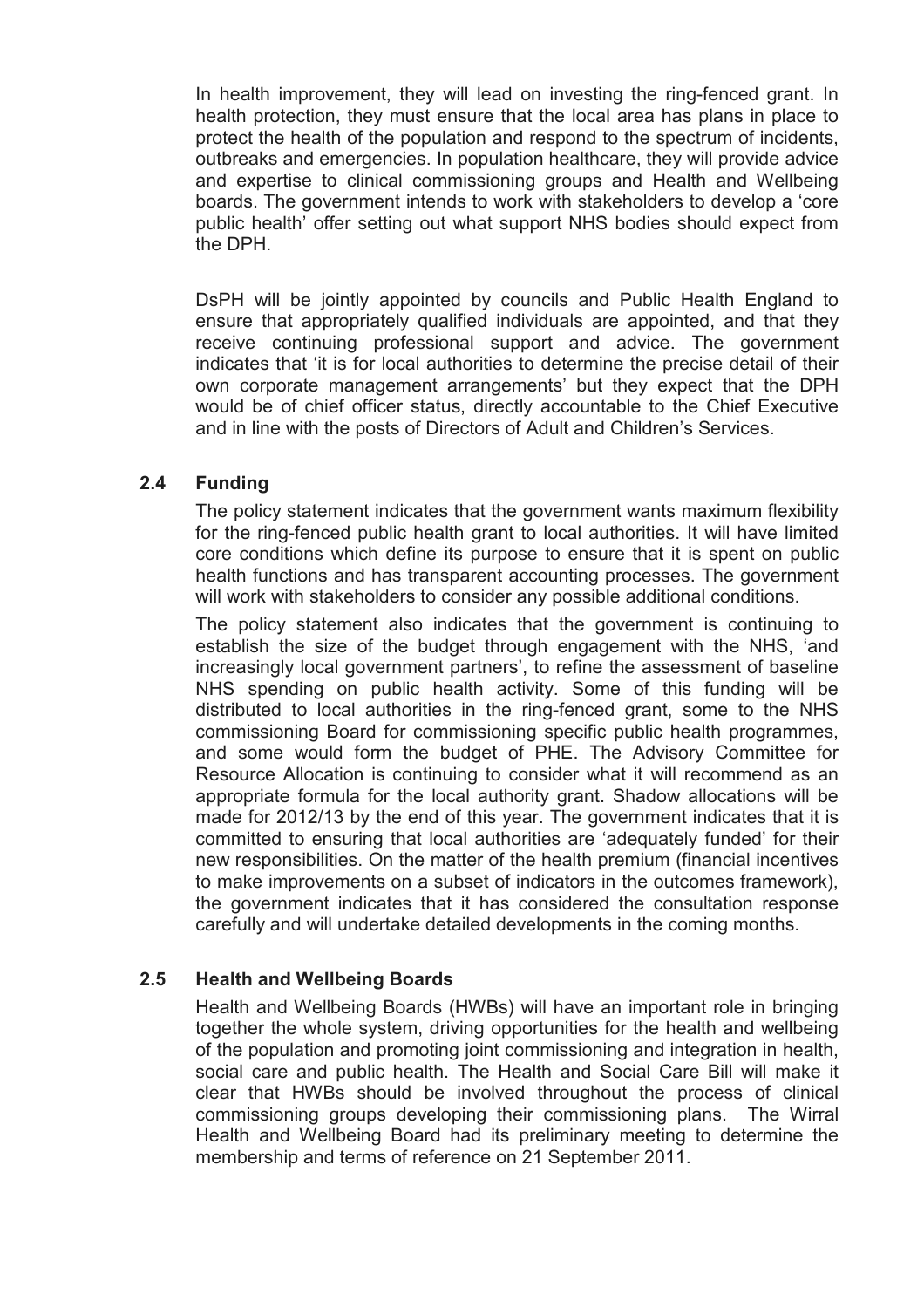In health improvement, they will lead on investing the ring-fenced grant. In health protection, they must ensure that the local area has plans in place to protect the health of the population and respond to the spectrum of incidents, outbreaks and emergencies. In population healthcare, they will provide advice and expertise to clinical commissioning groups and Health and Wellbeing boards. The government intends to work with stakeholders to develop a 'core public health' offer setting out what support NHS bodies should expect from the DPH.

DsPH will be jointly appointed by councils and Public Health England to ensure that appropriately qualified individuals are appointed, and that they receive continuing professional support and advice. The government indicates that 'it is for local authorities to determine the precise detail of their own corporate management arrangements' but they expect that the DPH would be of chief officer status, directly accountable to the Chief Executive and in line with the posts of Directors of Adult and Children's Services.

### 2.4 Funding

The policy statement indicates that the government wants maximum flexibility for the ring-fenced public health grant to local authorities. It will have limited core conditions which define its purpose to ensure that it is spent on public health functions and has transparent accounting processes. The government will work with stakeholders to consider any possible additional conditions.

The policy statement also indicates that the government is continuing to establish the size of the budget through engagement with the NHS, 'and increasingly local government partners', to refine the assessment of baseline NHS spending on public health activity. Some of this funding will be distributed to local authorities in the ring-fenced grant, some to the NHS commissioning Board for commissioning specific public health programmes, and some would form the budget of PHE. The Advisory Committee for Resource Allocation is continuing to consider what it will recommend as an appropriate formula for the local authority grant. Shadow allocations will be made for 2012/13 by the end of this year. The government indicates that it is committed to ensuring that local authorities are 'adequately funded' for their new responsibilities. On the matter of the health premium (financial incentives to make improvements on a subset of indicators in the outcomes framework), the government indicates that it has considered the consultation response carefully and will undertake detailed developments in the coming months.

### 2.5 Health and Wellbeing Boards

Health and Wellbeing Boards (HWBs) will have an important role in bringing together the whole system, driving opportunities for the health and wellbeing of the population and promoting joint commissioning and integration in health, social care and public health. The Health and Social Care Bill will make it clear that HWBs should be involved throughout the process of clinical commissioning groups developing their commissioning plans. The Wirral Health and Wellbeing Board had its preliminary meeting to determine the membership and terms of reference on 21 September 2011.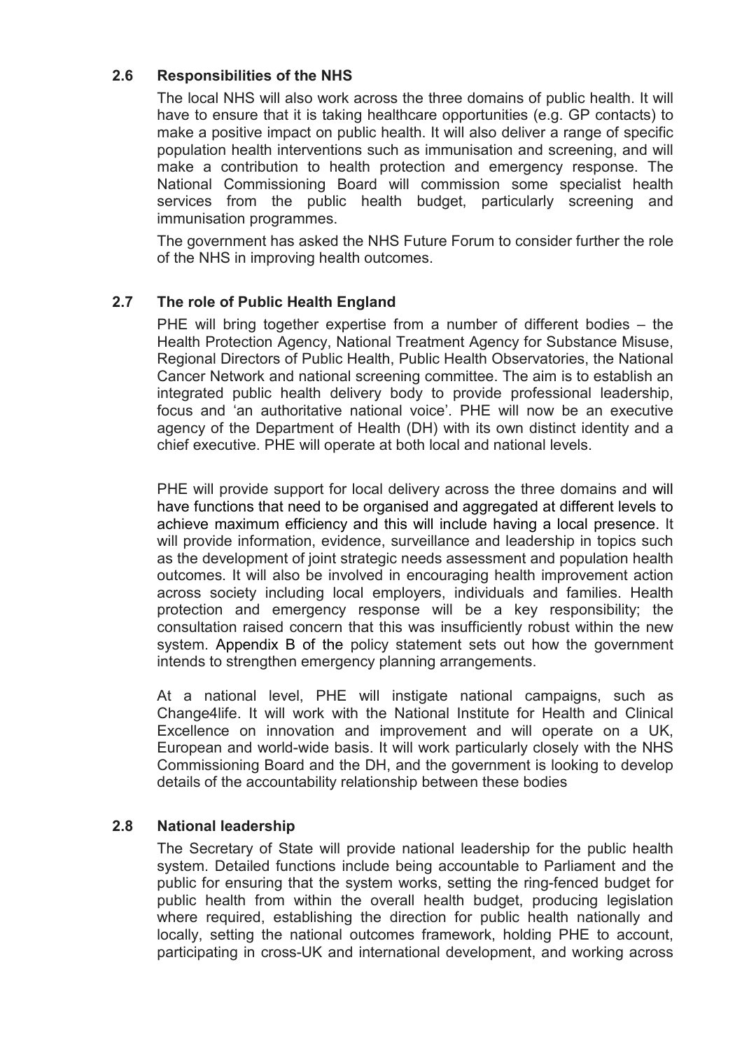### 2.6 Responsibilities of the NHS

The local NHS will also work across the three domains of public health. It will have to ensure that it is taking healthcare opportunities (e.g. GP contacts) to make a positive impact on public health. It will also deliver a range of specific population health interventions such as immunisation and screening, and will make a contribution to health protection and emergency response. The National Commissioning Board will commission some specialist health services from the public health budget, particularly screening and immunisation programmes.

The government has asked the NHS Future Forum to consider further the role of the NHS in improving health outcomes.

### 2.7 The role of Public Health England

PHE will bring together expertise from a number of different bodies – the Health Protection Agency, National Treatment Agency for Substance Misuse, Regional Directors of Public Health, Public Health Observatories, the National Cancer Network and national screening committee. The aim is to establish an integrated public health delivery body to provide professional leadership, focus and 'an authoritative national voice'. PHE will now be an executive agency of the Department of Health (DH) with its own distinct identity and a chief executive. PHE will operate at both local and national levels.

PHE will provide support for local delivery across the three domains and will have functions that need to be organised and aggregated at different levels to achieve maximum efficiency and this will include having a local presence. It will provide information, evidence, surveillance and leadership in topics such as the development of joint strategic needs assessment and population health outcomes. It will also be involved in encouraging health improvement action across society including local employers, individuals and families. Health protection and emergency response will be a key responsibility; the consultation raised concern that this was insufficiently robust within the new system. Appendix B of the policy statement sets out how the government intends to strengthen emergency planning arrangements.

At a national level, PHE will instigate national campaigns, such as Change4life. It will work with the National Institute for Health and Clinical Excellence on innovation and improvement and will operate on a UK, European and world-wide basis. It will work particularly closely with the NHS Commissioning Board and the DH, and the government is looking to develop details of the accountability relationship between these bodies

### 2.8 National leadership

The Secretary of State will provide national leadership for the public health system. Detailed functions include being accountable to Parliament and the public for ensuring that the system works, setting the ring-fenced budget for public health from within the overall health budget, producing legislation where required, establishing the direction for public health nationally and locally, setting the national outcomes framework, holding PHE to account, participating in cross-UK and international development, and working across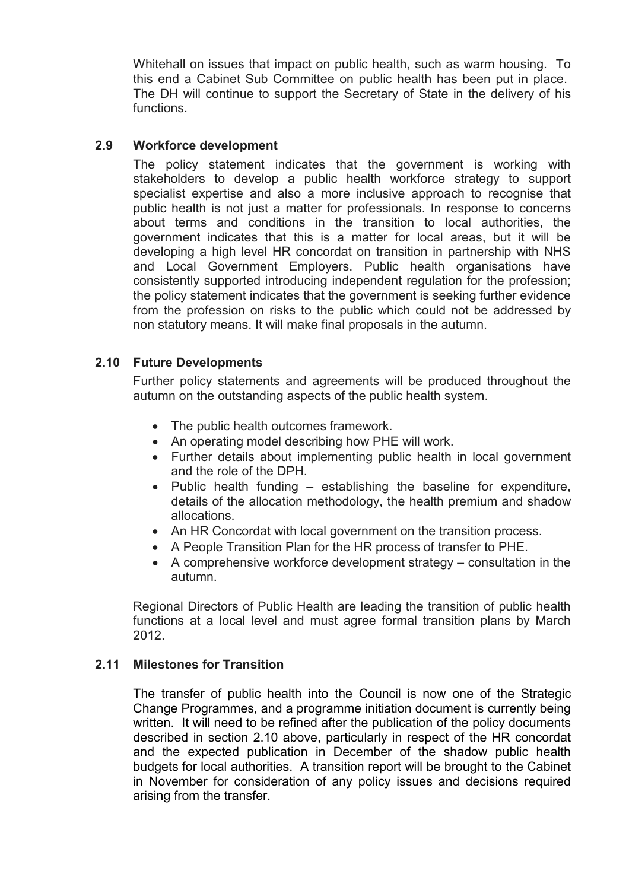Whitehall on issues that impact on public health, such as warm housing. To this end a Cabinet Sub Committee on public health has been put in place. The DH will continue to support the Secretary of State in the delivery of his functions.

### 2.9 Workforce development

The policy statement indicates that the government is working with stakeholders to develop a public health workforce strategy to support specialist expertise and also a more inclusive approach to recognise that public health is not just a matter for professionals. In response to concerns about terms and conditions in the transition to local authorities, the government indicates that this is a matter for local areas, but it will be developing a high level HR concordat on transition in partnership with NHS and Local Government Employers. Public health organisations have consistently supported introducing independent regulation for the profession; the policy statement indicates that the government is seeking further evidence from the profession on risks to the public which could not be addressed by non statutory means. It will make final proposals in the autumn.

### 2.10 Future Developments

Further policy statements and agreements will be produced throughout the autumn on the outstanding aspects of the public health system.

- The public health outcomes framework.
- An operating model describing how PHE will work.
- Further details about implementing public health in local government and the role of the DPH.
- Public health funding – establishing the baseline for expenditure, details of the allocation methodology, the health premium and shadow allocations.
- An HR Concordat with local government on the transition process.
- A People Transition Plan for the HR process of transfer to PHE.
- A comprehensive workforce development strategy – consultation in the autumn.

Regional Directors of Public Health are leading the transition of public health functions at a local level and must agree formal transition plans by March 2012.

### 2.11 Milestones for Transition

The transfer of public health into the Council is now one of the Strategic Change Programmes, and a programme initiation document is currently being written. It will need to be refined after the publication of the policy documents described in section 2.10 above, particularly in respect of the HR concordat and the expected publication in December of the shadow public health budgets for local authorities. A transition report will be brought to the Cabinet in November for consideration of any policy issues and decisions required arising from the transfer.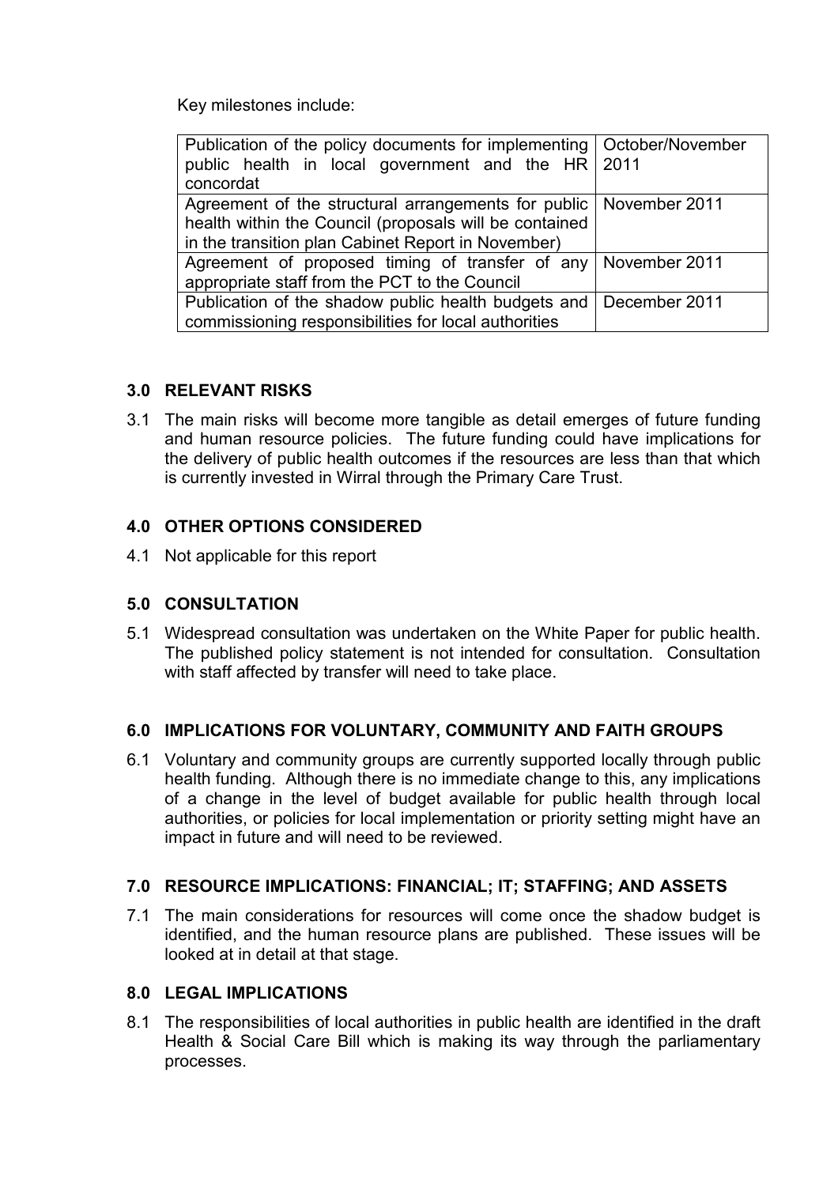Key milestones include:

| | |
|---|---|
| Publication of the policy documents for implementing public health in local government and the HR concordat | October/November 2011 |
| Agreement of the structural arrangements for public health within the Council (proposals will be contained in the transition plan Cabinet Report in November) | November 2011 |
| Agreement of proposed timing of transfer of any appropriate staff from the PCT to the Council | November 2011 |
| Publication of the shadow public health budgets and commissioning responsibilities for local authorities | December 2011 |

## 3.0 RELEVANT RISKS

3.1 The main risks will become more tangible as detail emerges of future funding and human resource policies. The future funding could have implications for the delivery of public health outcomes if the resources are less than that which is currently invested in Wirral through the Primary Care Trust.

## 4.0 OTHER OPTIONS CONSIDERED

4.1 Not applicable for this report

## 5.0 CONSULTATION

5.1 Widespread consultation was undertaken on the White Paper for public health. The published policy statement is not intended for consultation. Consultation with staff affected by transfer will need to take place.

## 6.0 IMPLICATIONS FOR VOLUNTARY, COMMUNITY AND FAITH GROUPS

6.1 Voluntary and community groups are currently supported locally through public health funding. Although there is no immediate change to this, any implications of a change in the level of budget available for public health through local authorities, or policies for local implementation or priority setting might have an impact in future and will need to be reviewed.

## 7.0 RESOURCE IMPLICATIONS: FINANCIAL; IT; STAFFING; AND ASSETS

7.1 The main considerations for resources will come once the shadow budget is identified, and the human resource plans are published. These issues will be looked at in detail at that stage.

## 8.0 LEGAL IMPLICATIONS

8.1 The responsibilities of local authorities in public health are identified in the draft Health & Social Care Bill which is making its way through the parliamentary processes.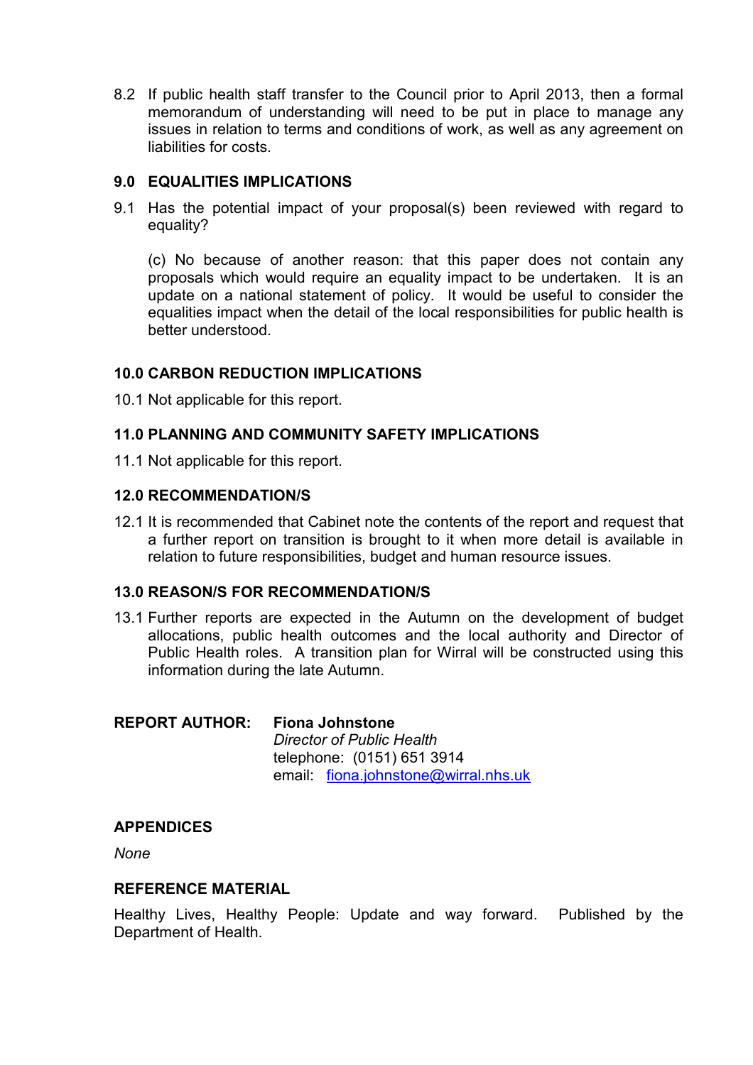8.2 If public health staff transfer to the Council prior to April 2013, then a formal memorandum of understanding will need to be put in place to manage any issues in relation to terms and conditions of work, as well as any agreement on liabilities for costs.

## 9.0 EQUALITIES IMPLICATIONS

9.1 Has the potential impact of your proposal(s) been reviewed with regard to equality?

(c) No because of another reason: that this paper does not contain any proposals which would require an equality impact to be undertaken. It is an update on a national statement of policy. It would be useful to consider the equalities impact when the detail of the local responsibilities for public health is better understood.

## 10.0 CARBON REDUCTION IMPLICATIONS

10.1 Not applicable for this report.

## 11.0 PLANNING AND COMMUNITY SAFETY IMPLICATIONS

11.1 Not applicable for this report.

## 12.0 RECOMMENDATION/S

12.1 It is recommended that Cabinet note the contents of the report and request that a further report on transition is brought to it when more detail is available in relation to future responsibilities, budget and human resource issues.

## 13.0 REASON/S FOR RECOMMENDATION/S

13.1 Further reports are expected in the Autumn on the development of budget allocations, public health outcomes and the local authority and Director of Public Health roles. A transition plan for Wirral will be constructed using this information during the late Autumn.

**REPORT AUTHOR:** **Fiona Johnstone**
*Director of Public Health*
telephone: (0151) 651 3914
email: fiona.johnstone@wirral.nhs.uk

## APPENDICES

*None*

## REFERENCE MATERIAL

Healthy Lives, Healthy People: Update and way forward. Published by the Department of Health.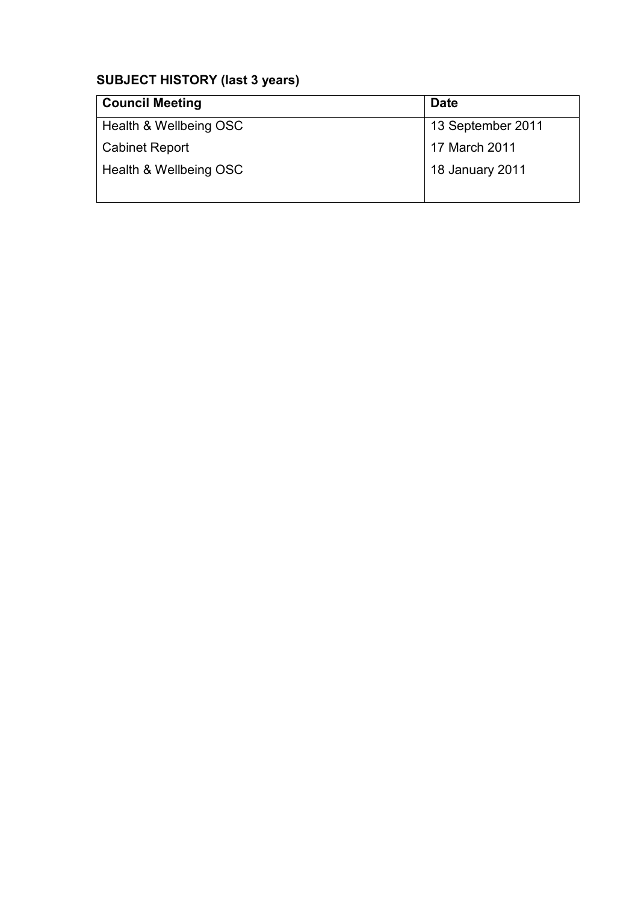**SUBJECT HISTORY (last 3 years)**

| Council Meeting | Date |
|---|---|
| Health & Wellbeing OSC | 13 September 2011 |
| Cabinet Report | 17 March 2011 |
| Health & Wellbeing OSC | 18 January 2011 |
| | |